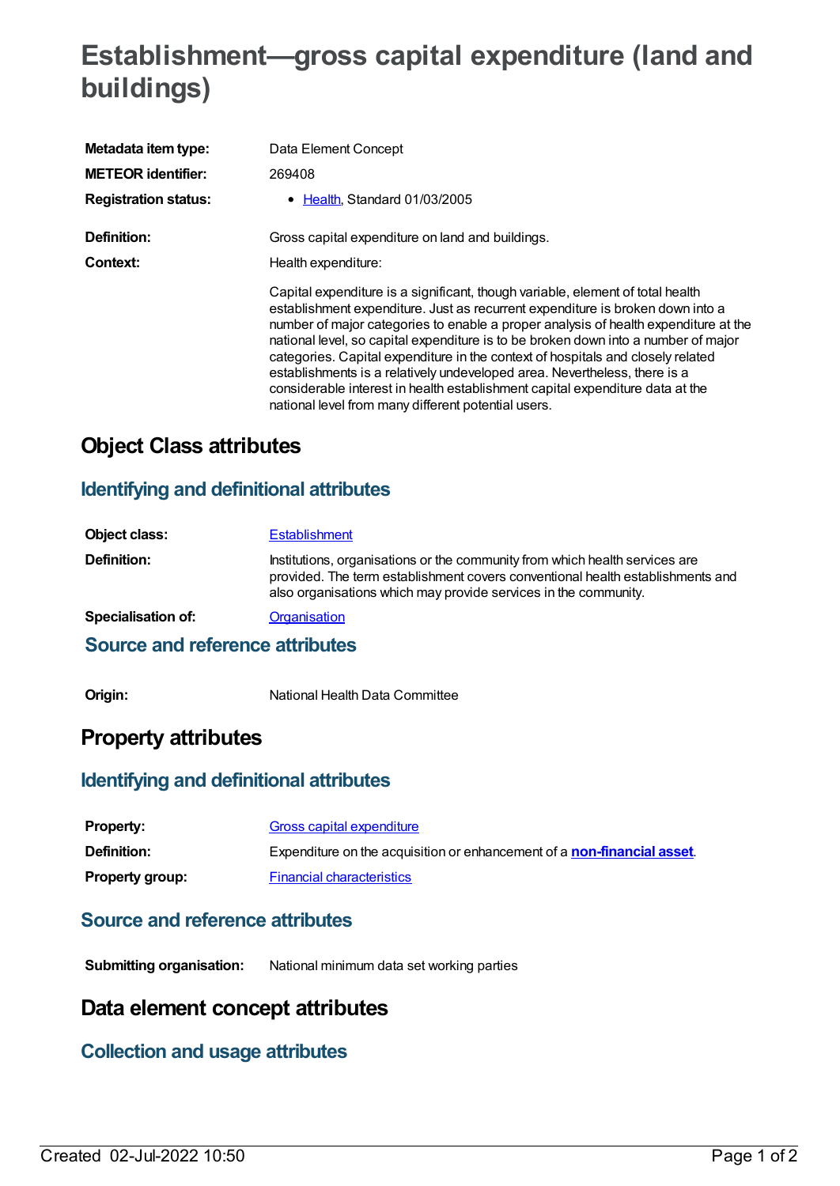# Establishment—gross capital expenditure (land and buildings)

| | |
|---|---|
| **Metadata item type:** | Data Element Concept |
| **METEOR identifier:** | 269408 |
| **Registration status:** | - Health, Standard 01/03/2005 |
| **Definition:** | Gross capital expenditure on land and buildings. |
| **Context:** | Health expenditure:<br><br>Capital expenditure is a significant, though variable, element of total health establishment expenditure. Just as recurrent expenditure is broken down into a number of major categories to enable a proper analysis of health expenditure at the national level, so capital expenditure is to be broken down into a number of major categories. Capital expenditure in the context of hospitals and closely related establishments is a relatively undeveloped area. Nevertheless, there is a considerable interest in health establishment capital expenditure data at the national level from many different potential users. |

## Object Class attributes

### Identifying and definitional attributes

| | |
|---|---|
| **Object class:** | Establishment |
| **Definition:** | Institutions, organisations or the community from which health services are provided. The term establishment covers conventional health establishments and also organisations which may provide services in the community. |
| **Specialisation of:** | Organisation |

### Source and reference attributes

| | |
|---|---|
| **Origin:** | National Health Data Committee |

## Property attributes

### Identifying and definitional attributes

| | |
|---|---|
| **Property:** | Gross capital expenditure |
| **Definition:** | Expenditure on the acquisition or enhancement of a **non-financial asset**. |
| **Property group:** | Financial characteristics |

### Source and reference attributes

| | |
|---|---|
| **Submitting organisation:** | National minimum data set working parties |

## Data element concept attributes

### Collection and usage attributes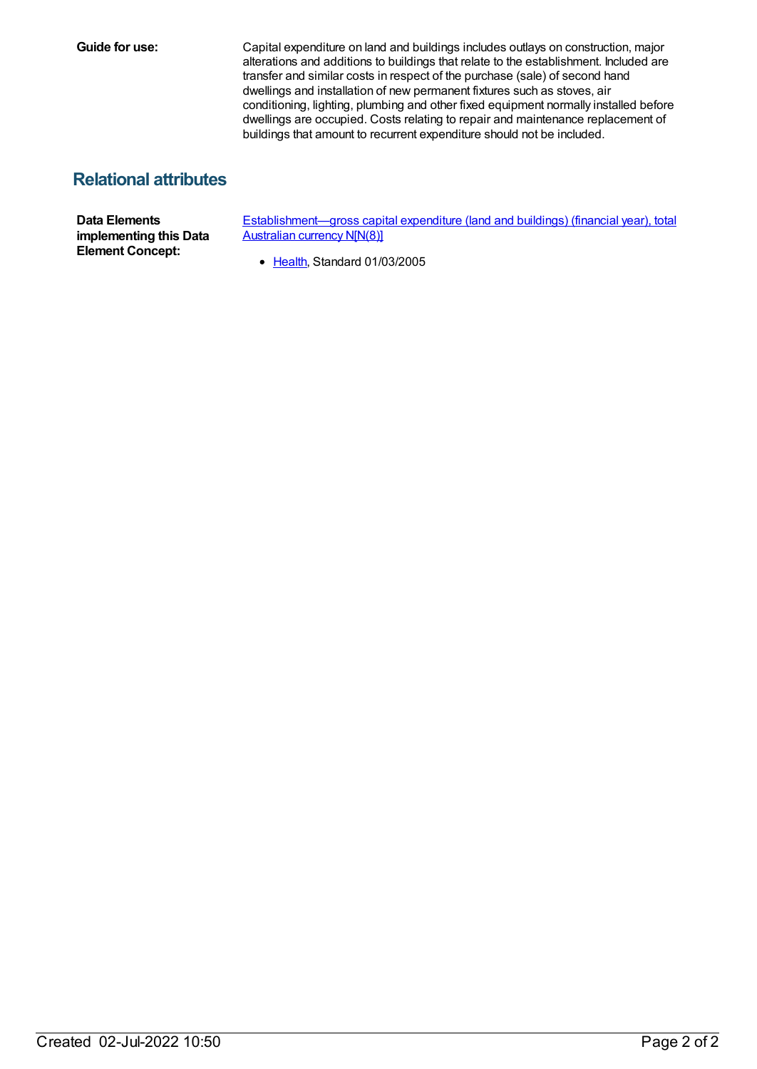**Guide for use:** Capital expenditure on land and buildings includes outlays on construction, major alterations and additions to buildings that relate to the establishment. Included are transfer and similar costs in respect of the purchase (sale) of second hand dwellings and installation of new permanent fixtures such as stoves, air conditioning, lighting, plumbing and other fixed equipment normally installed before dwellings are occupied. Costs relating to repair and maintenance replacement of buildings that amount to recurrent expenditure should not be included.

## Relational attributes

**Data Elements implementing this Data Element Concept:** Establishment—gross capital expenditure (land and buildings) (financial year), total Australian currency N[N(8)]

- Health, Standard 01/03/2005